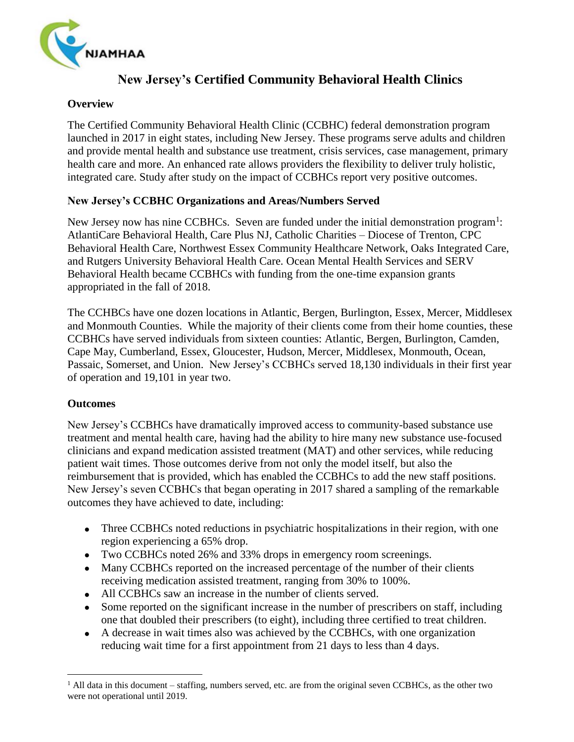NJAMHAA

# New Jersey's Certified Community Behavioral Health Clinics

## Overview

The Certified Community Behavioral Health Clinic (CCBHC) federal demonstration program launched in 2017 in eight states, including New Jersey. These programs serve adults and children and provide mental health and substance use treatment, crisis services, case management, primary health care and more. An enhanced rate allows providers the flexibility to deliver truly holistic, integrated care. Study after study on the impact of CCBHCs report very positive outcomes.

## New Jersey's CCBHC Organizations and Areas/Numbers Served

New Jersey now has nine CCBHCs. Seven are funded under the initial demonstration program[1]: AtlantiCare Behavioral Health, Care Plus NJ, Catholic Charities – Diocese of Trenton, CPC Behavioral Health Care, Northwest Essex Community Healthcare Network, Oaks Integrated Care, and Rutgers University Behavioral Health Care. Ocean Mental Health Services and SERV Behavioral Health became CCBHCs with funding from the one-time expansion grants appropriated in the fall of 2018.

The CCHBCs have one dozen locations in Atlantic, Bergen, Burlington, Essex, Mercer, Middlesex and Monmouth Counties. While the majority of their clients come from their home counties, these CCBHCs have served individuals from sixteen counties: Atlantic, Bergen, Burlington, Camden, Cape May, Cumberland, Essex, Gloucester, Hudson, Mercer, Middlesex, Monmouth, Ocean, Passaic, Somerset, and Union. New Jersey's CCBHCs served 18,130 individuals in their first year of operation and 19,101 in year two.

## Outcomes

New Jersey's CCBHCs have dramatically improved access to community-based substance use treatment and mental health care, having had the ability to hire many new substance use-focused clinicians and expand medication assisted treatment (MAT) and other services, while reducing patient wait times. Those outcomes derive from not only the model itself, but also the reimbursement that is provided, which has enabled the CCBHCs to add the new staff positions. New Jersey's seven CCBHCs that began operating in 2017 shared a sampling of the remarkable outcomes they have achieved to date, including:

- Three CCBHCs noted reductions in psychiatric hospitalizations in their region, with one region experiencing a 65% drop.
- Two CCBHCs noted 26% and 33% drops in emergency room screenings.
- Many CCBHCs reported on the increased percentage of the number of their clients receiving medication assisted treatment, ranging from 30% to 100%.
- All CCBHCs saw an increase in the number of clients served.
- Some reported on the significant increase in the number of prescribers on staff, including one that doubled their prescribers (to eight), including three certified to treat children.
- A decrease in wait times also was achieved by the CCBHCs, with one organization reducing wait time for a first appointment from 21 days to less than 4 days.

---

[1] All data in this document – staffing, numbers served, etc. are from the original seven CCBHCs, as the other two were not operational until 2019.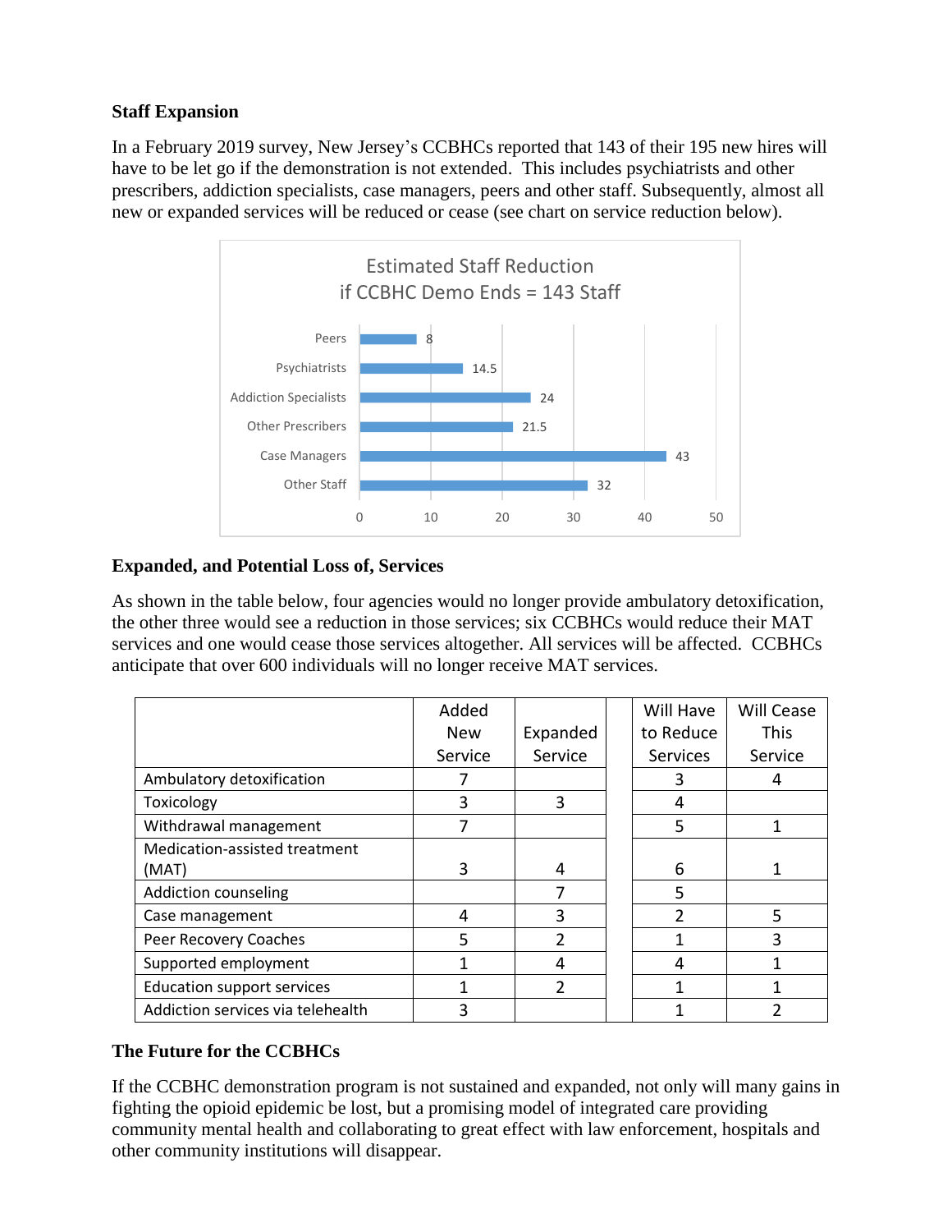**Staff Expansion**

In a February 2019 survey, New Jersey's CCBHCs reported that 143 of their 195 new hires will have to be let go if the demonstration is not extended. This includes psychiatrists and other prescribers, addiction specialists, case managers, peers and other staff. Subsequently, almost all new or expanded services will be reduced or cease (see chart on service reduction below).

Estimated Staff Reduction
if CCBHC Demo Ends = 143 Staff

Peers 8
Psychiatrists 14.5
Addiction Specialists 24
Other Prescribers 21.5
Case Managers 43
Other Staff 32

0 10 20 30 40 50

**Expanded, and Potential Loss of, Services**

As shown in the table below, four agencies would no longer provide ambulatory detoxification, the other three would see a reduction in those services; six CCBHCs would reduce their MAT services and one would cease those services altogether. All services will be affected. CCBHCs anticipate that over 600 individuals will no longer receive MAT services.

| | Added New Service | Expanded Service | | Will Have to Reduce Services | Will Cease This Service |
|---|---|---|---|---|---|
| Ambulatory detoxification | 7 | | | 3 | 4 |
| Toxicology | 3 | 3 | | 4 | |
| Withdrawal management | 7 | | | 5 | 1 |
| Medication-assisted treatment (MAT) | 3 | 4 | | 6 | 1 |
| Addiction counseling | | 7 | | 5 | |
| Case management | 4 | 3 | | 2 | 5 |
| Peer Recovery Coaches | 5 | 2 | | 1 | 3 |
| Supported employment | 1 | 4 | | 4 | 1 |
| Education support services | 1 | 2 | | 1 | 1 |
| Addiction services via telehealth | 3 | | | 1 | 2 |

**The Future for the CCBHCs**

If the CCBHC demonstration program is not sustained and expanded, not only will many gains in fighting the opioid epidemic be lost, but a promising model of integrated care providing community mental health and collaborating to great effect with law enforcement, hospitals and other community institutions will disappear.